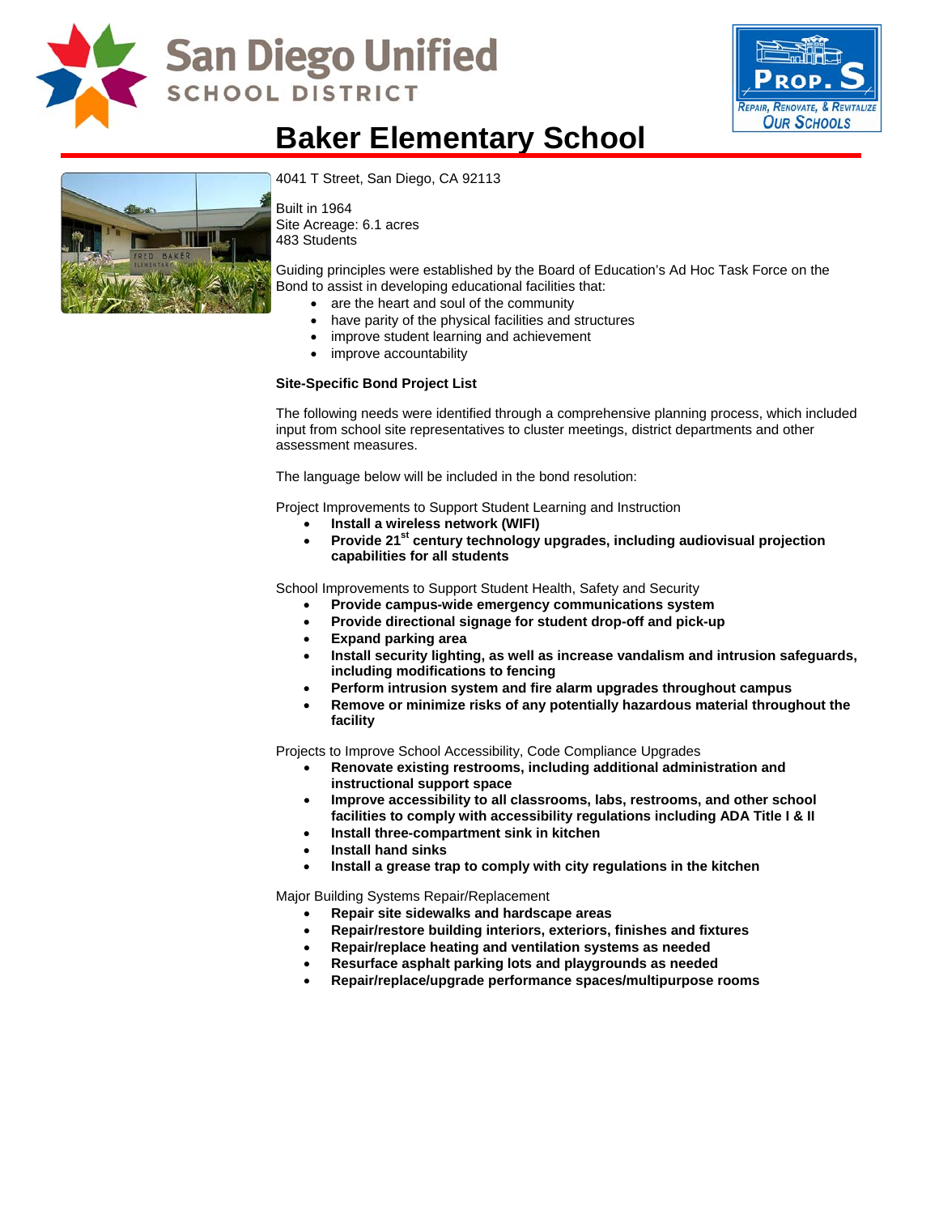# Baker Elementary School

4041 T Street, San Diego, CA 92113

Built in 1964
Site Acreage: 6.1 acres
483 Students

Guiding principles were established by the Board of Education's Ad Hoc Task Force on the Bond to assist in developing educational facilities that:

- are the heart and soul of the community
- have parity of the physical facilities and structures
- improve student learning and achievement
- improve accountability

**Site-Specific Bond Project List**

The following needs were identified through a comprehensive planning process, which included input from school site representatives to cluster meetings, district departments and other assessment measures.

The language below will be included in the bond resolution:

Project Improvements to Support Student Learning and Instruction

- **Install a wireless network (WIFI)**
- **Provide 21st century technology upgrades, including audiovisual projection capabilities for all students**

School Improvements to Support Student Health, Safety and Security

- **Provide campus-wide emergency communications system**
- **Provide directional signage for student drop-off and pick-up**
- **Expand parking area**
- **Install security lighting, as well as increase vandalism and intrusion safeguards, including modifications to fencing**
- **Perform intrusion system and fire alarm upgrades throughout campus**
- **Remove or minimize risks of any potentially hazardous material throughout the facility**

Projects to Improve School Accessibility, Code Compliance Upgrades

- **Renovate existing restrooms, including additional administration and instructional support space**
- **Improve accessibility to all classrooms, labs, restrooms, and other school facilities to comply with accessibility regulations including ADA Title I & II**
- **Install three-compartment sink in kitchen**
- **Install hand sinks**
- **Install a grease trap to comply with city regulations in the kitchen**

Major Building Systems Repair/Replacement

- **Repair site sidewalks and hardscape areas**
- **Repair/restore building interiors, exteriors, finishes and fixtures**
- **Repair/replace heating and ventilation systems as needed**
- **Resurface asphalt parking lots and playgrounds as needed**
- **Repair/replace/upgrade performance spaces/multipurpose rooms**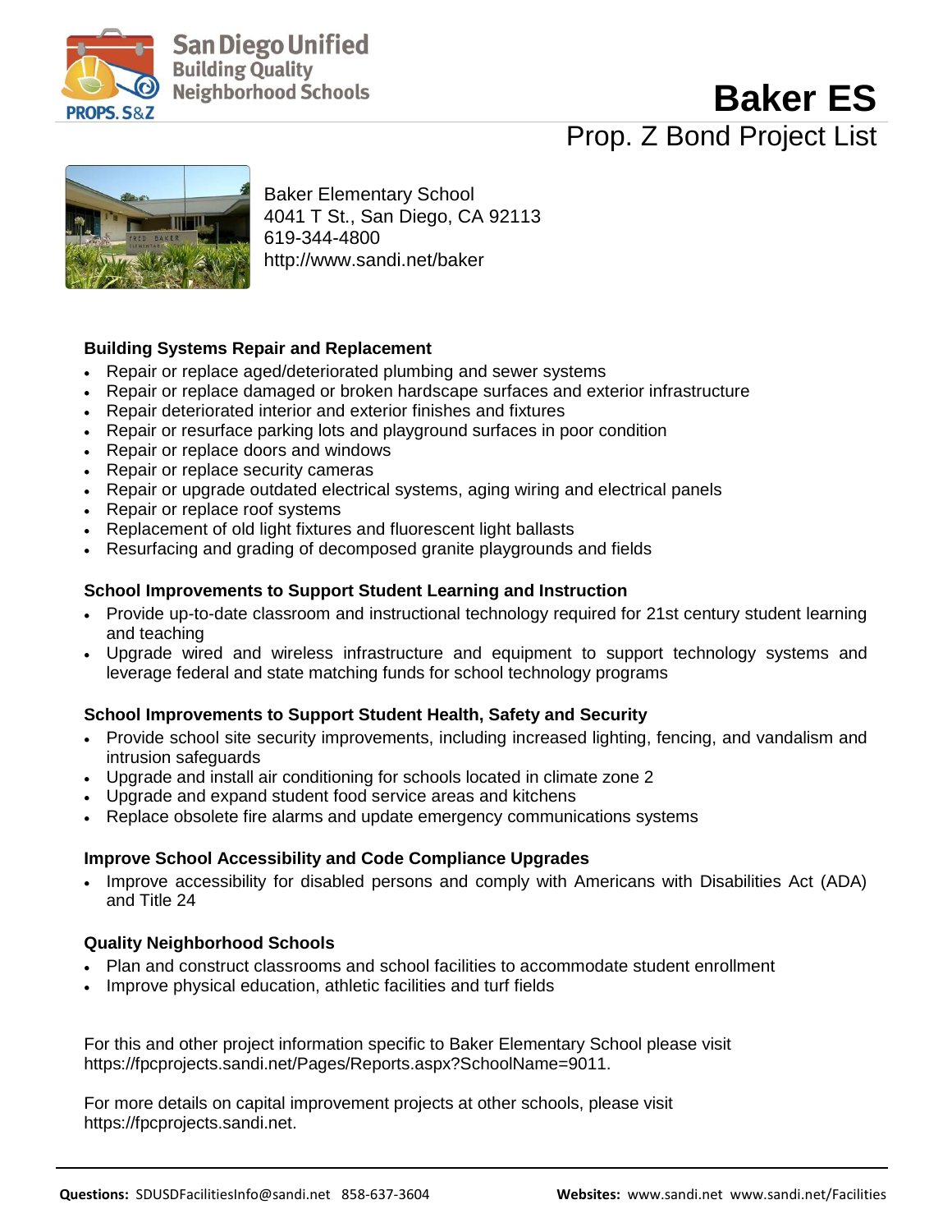San Diego Unified
Building Quality
Neighborhood Schools

PROPS. S&Z

# Baker ES

## Prop. Z Bond Project List

Baker Elementary School
4041 T St., San Diego, CA 92113
619-344-4800
http://www.sandi.net/baker

### Building Systems Repair and Replacement

- Repair or replace aged/deteriorated plumbing and sewer systems
- Repair or replace damaged or broken hardscape surfaces and exterior infrastructure
- Repair deteriorated interior and exterior finishes and fixtures
- Repair or resurface parking lots and playground surfaces in poor condition
- Repair or replace doors and windows
- Repair or replace security cameras
- Repair or upgrade outdated electrical systems, aging wiring and electrical panels
- Repair or replace roof systems
- Replacement of old light fixtures and fluorescent light ballasts
- Resurfacing and grading of decomposed granite playgrounds and fields

### School Improvements to Support Student Learning and Instruction

- Provide up-to-date classroom and instructional technology required for 21st century student learning and teaching
- Upgrade wired and wireless infrastructure and equipment to support technology systems and leverage federal and state matching funds for school technology programs

### School Improvements to Support Student Health, Safety and Security

- Provide school site security improvements, including increased lighting, fencing, and vandalism and intrusion safeguards
- Upgrade and install air conditioning for schools located in climate zone 2
- Upgrade and expand student food service areas and kitchens
- Replace obsolete fire alarms and update emergency communications systems

### Improve School Accessibility and Code Compliance Upgrades

- Improve accessibility for disabled persons and comply with Americans with Disabilities Act (ADA) and Title 24

### Quality Neighborhood Schools

- Plan and construct classrooms and school facilities to accommodate student enrollment
- Improve physical education, athletic facilities and turf fields

For this and other project information specific to Baker Elementary School please visit https://fpcprojects.sandi.net/Pages/Reports.aspx?SchoolName=9011.

For more details on capital improvement projects at other schools, please visit https://fpcprojects.sandi.net.

**Questions:** SDUSDFacilitiesInfo@sandi.net 858-637-3604 **Websites:** www.sandi.net www.sandi.net/Facilities